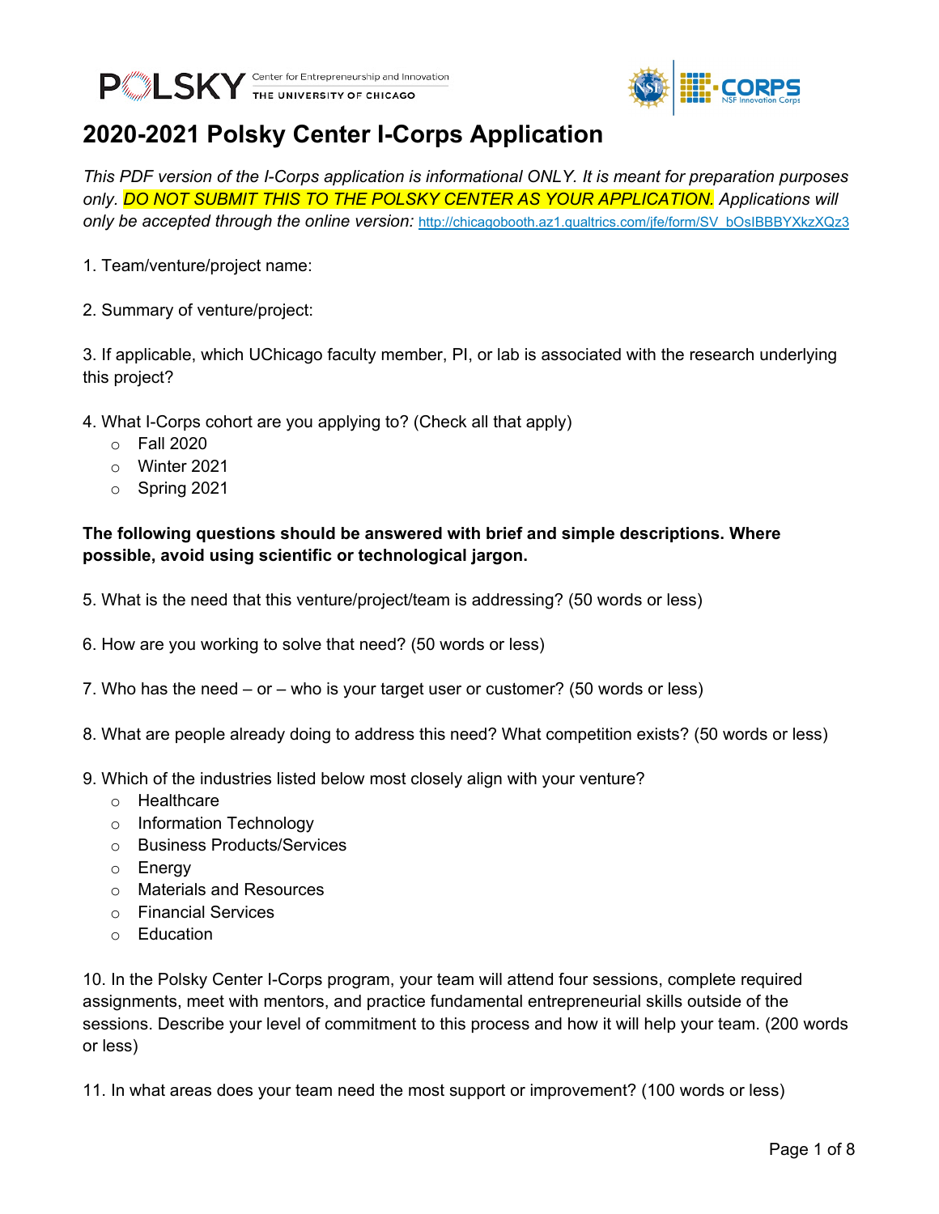# 2020-2021 Polsky Center I-Corps Application

*This PDF version of the I-Corps application is informational ONLY. It is meant for preparation purposes only. DO NOT SUBMIT THIS TO THE POLSKY CENTER AS YOUR APPLICATION. Applications will only be accepted through the online version:* http://chicagobooth.az1.qualtrics.com/jfe/form/SV_bOsIBBBYXkzXQz3

1. Team/venture/project name:

2. Summary of venture/project:

3. If applicable, which UChicago faculty member, PI, or lab is associated with the research underlying this project?

4. What I-Corps cohort are you applying to? (Check all that apply)
   - Fall 2020
   - Winter 2021
   - Spring 2021

**The following questions should be answered with brief and simple descriptions. Where possible, avoid using scientific or technological jargon.**

5. What is the need that this venture/project/team is addressing? (50 words or less)

6. How are you working to solve that need? (50 words or less)

7. Who has the need – or – who is your target user or customer? (50 words or less)

8. What are people already doing to address this need? What competition exists? (50 words or less)

9. Which of the industries listed below most closely align with your venture?
   - Healthcare
   - Information Technology
   - Business Products/Services
   - Energy
   - Materials and Resources
   - Financial Services
   - Education

10. In the Polsky Center I-Corps program, your team will attend four sessions, complete required assignments, meet with mentors, and practice fundamental entrepreneurial skills outside of the sessions. Describe your level of commitment to this process and how it will help your team. (200 words or less)

11. In what areas does your team need the most support or improvement? (100 words or less)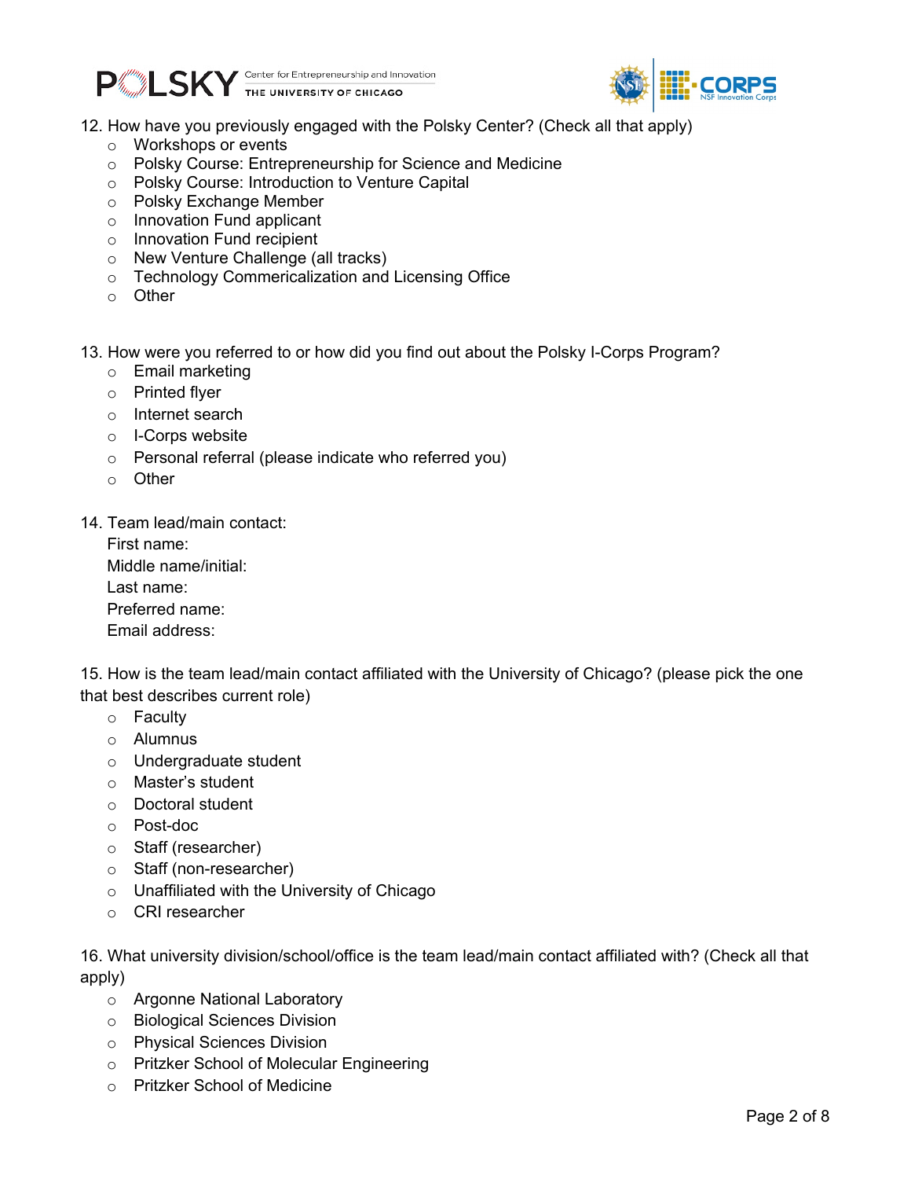12. How have you previously engaged with the Polsky Center? (Check all that apply)
    - Workshops or events
    - Polsky Course: Entrepreneurship for Science and Medicine
    - Polsky Course: Introduction to Venture Capital
    - Polsky Exchange Member
    - Innovation Fund applicant
    - Innovation Fund recipient
    - New Venture Challenge (all tracks)
    - Technology Commercialization and Licensing Office
    - Other

13. How were you referred to or how did you find out about the Polsky I-Corps Program?
    - Email marketing
    - Printed flyer
    - Internet search
    - I-Corps website
    - Personal referral (please indicate who referred you)
    - Other

14. Team lead/main contact:

    First name:

    Middle name/initial:

    Last name:

    Preferred name:

    Email address:

15. How is the team lead/main contact affiliated with the University of Chicago? (please pick the one that best describes current role)
    - Faculty
    - Alumnus
    - Undergraduate student
    - Master's student
    - Doctoral student
    - Post-doc
    - Staff (researcher)
    - Staff (non-researcher)
    - Unaffiliated with the University of Chicago
    - CRI researcher

16. What university division/school/office is the team lead/main contact affiliated with? (Check all that apply)
    - Argonne National Laboratory
    - Biological Sciences Division
    - Physical Sciences Division
    - Pritzker School of Molecular Engineering
    - Pritzker School of Medicine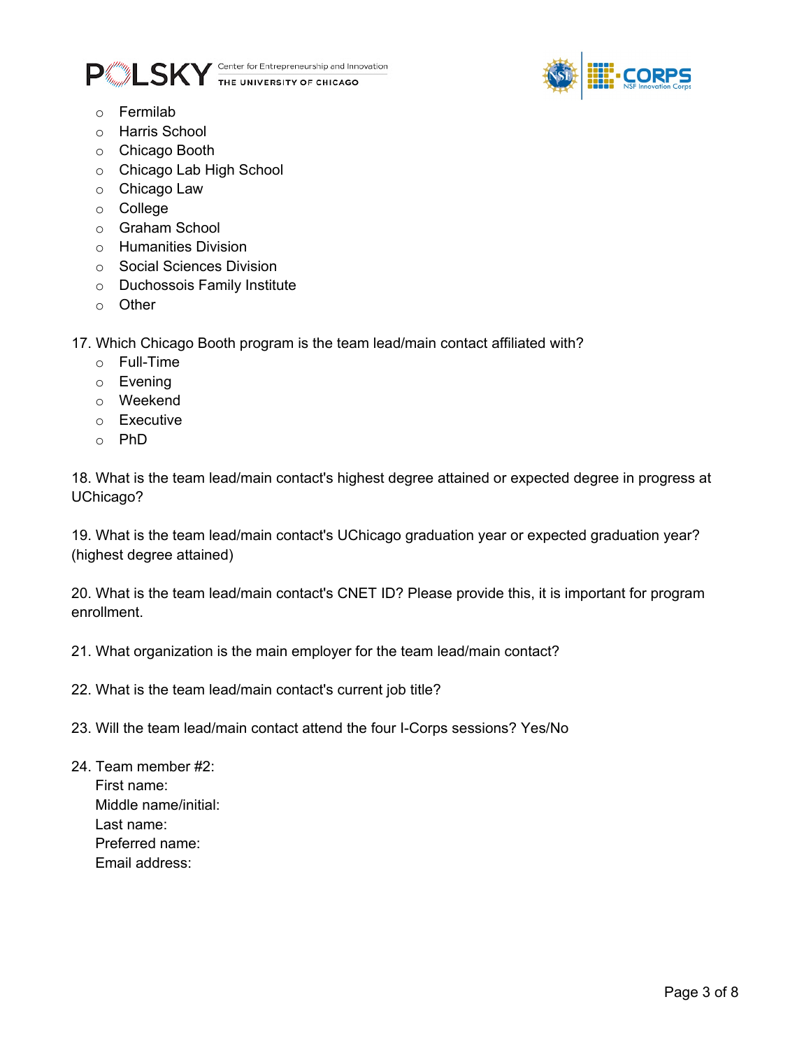- Fermilab
- Harris School
- Chicago Booth
- Chicago Lab High School
- Chicago Law
- College
- Graham School
- Humanities Division
- Social Sciences Division
- Duchossois Family Institute
- Other

17. Which Chicago Booth program is the team lead/main contact affiliated with?
    - Full-Time
    - Evening
    - Weekend
    - Executive
    - PhD

18. What is the team lead/main contact's highest degree attained or expected degree in progress at UChicago?

19. What is the team lead/main contact's UChicago graduation year or expected graduation year? (highest degree attained)

20. What is the team lead/main contact's CNET ID? Please provide this, it is important for program enrollment.

21. What organization is the main employer for the team lead/main contact?

22. What is the team lead/main contact's current job title?

23. Will the team lead/main contact attend the four I-Corps sessions? Yes/No

24. Team member #2:
    First name:
    Middle name/initial:
    Last name:
    Preferred name:
    Email address: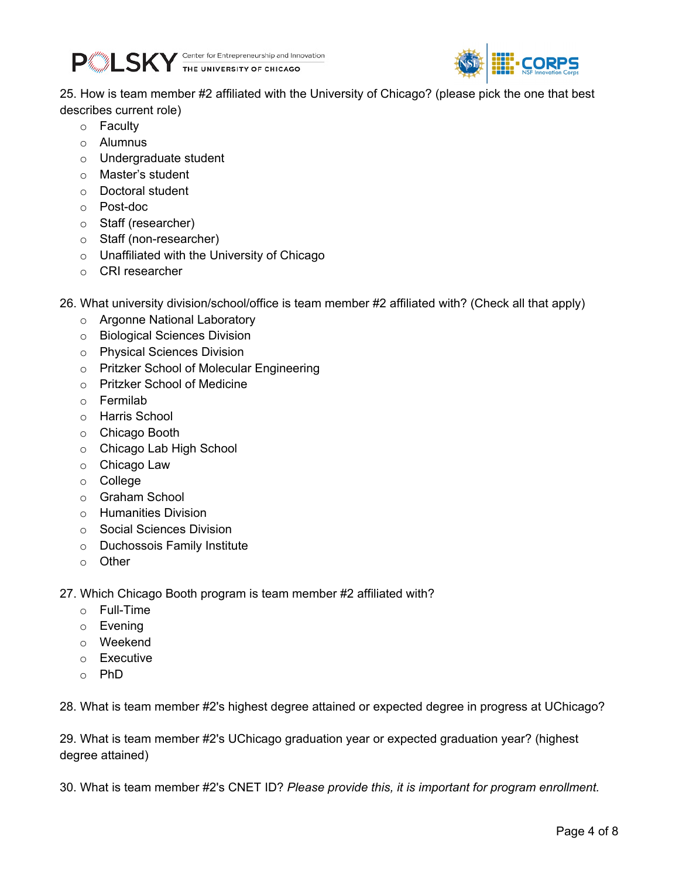25. How is team member #2 affiliated with the University of Chicago? (please pick the one that best describes current role)
   - Faculty
   - Alumnus
   - Undergraduate student
   - Master's student
   - Doctoral student
   - Post-doc
   - Staff (researcher)
   - Staff (non-researcher)
   - Unaffiliated with the University of Chicago
   - CRI researcher

26. What university division/school/office is team member #2 affiliated with? (Check all that apply)
   - Argonne National Laboratory
   - Biological Sciences Division
   - Physical Sciences Division
   - Pritzker School of Molecular Engineering
   - Pritzker School of Medicine
   - Fermilab
   - Harris School
   - Chicago Booth
   - Chicago Lab High School
   - Chicago Law
   - College
   - Graham School
   - Humanities Division
   - Social Sciences Division
   - Duchossois Family Institute
   - Other

27. Which Chicago Booth program is team member #2 affiliated with?
   - Full-Time
   - Evening
   - Weekend
   - Executive
   - PhD

28. What is team member #2's highest degree attained or expected degree in progress at UChicago?

29. What is team member #2's UChicago graduation year or expected graduation year? (highest degree attained)

30. What is team member #2's CNET ID? *Please provide this, it is important for program enrollment.*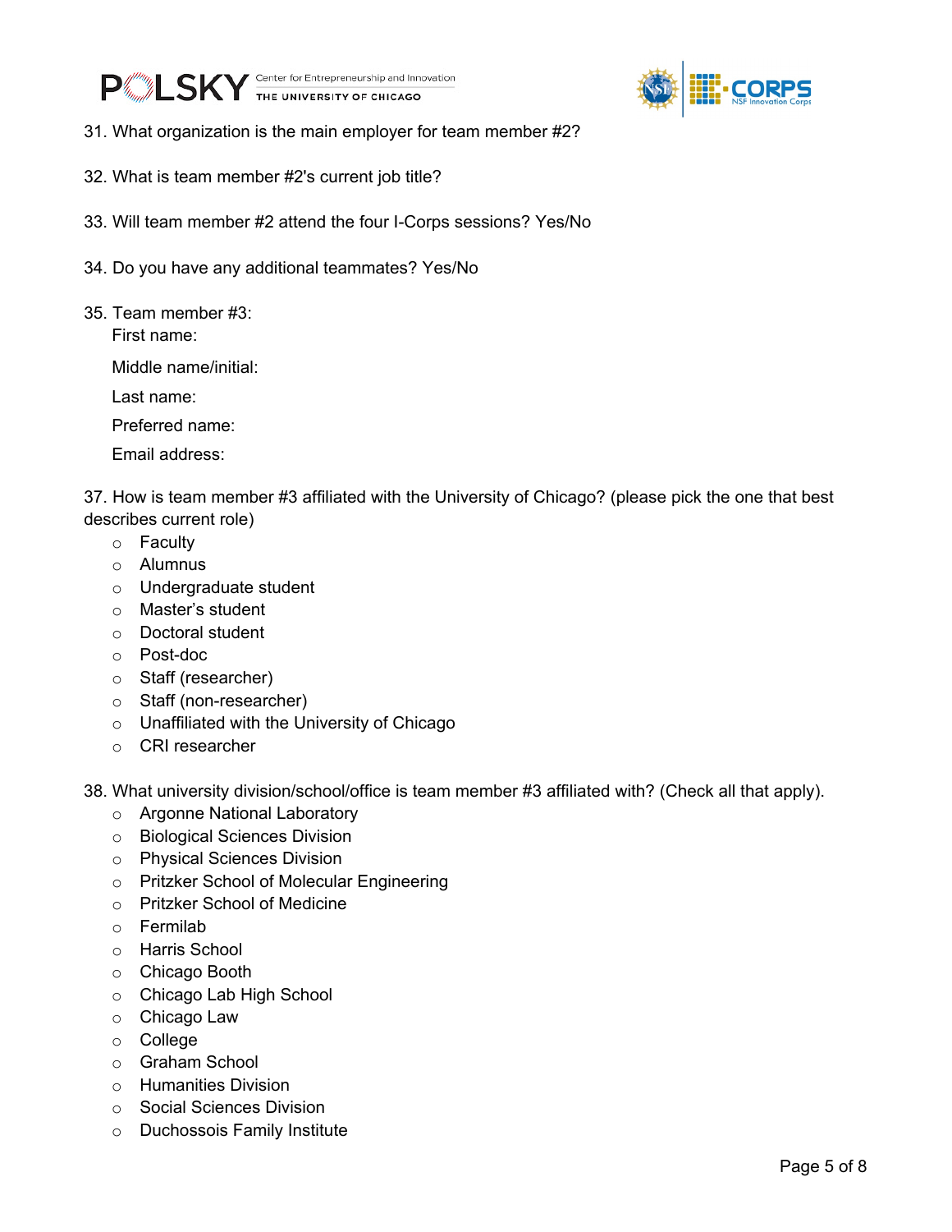31. What organization is the main employer for team member #2?

32. What is team member #2's current job title?

33. Will team member #2 attend the four I-Corps sessions? Yes/No

34. Do you have any additional teammates? Yes/No

35. Team member #3:

    First name:

    Middle name/initial:

    Last name:

    Preferred name:

    Email address:

37. How is team member #3 affiliated with the University of Chicago? (please pick the one that best describes current role)

    - Faculty
    - Alumnus
    - Undergraduate student
    - Master's student
    - Doctoral student
    - Post-doc
    - Staff (researcher)
    - Staff (non-researcher)
    - Unaffiliated with the University of Chicago
    - CRI researcher

38. What university division/school/office is team member #3 affiliated with? (Check all that apply).

    - Argonne National Laboratory
    - Biological Sciences Division
    - Physical Sciences Division
    - Pritzker School of Molecular Engineering
    - Pritzker School of Medicine
    - Fermilab
    - Harris School
    - Chicago Booth
    - Chicago Lab High School
    - Chicago Law
    - College
    - Graham School
    - Humanities Division
    - Social Sciences Division
    - Duchossois Family Institute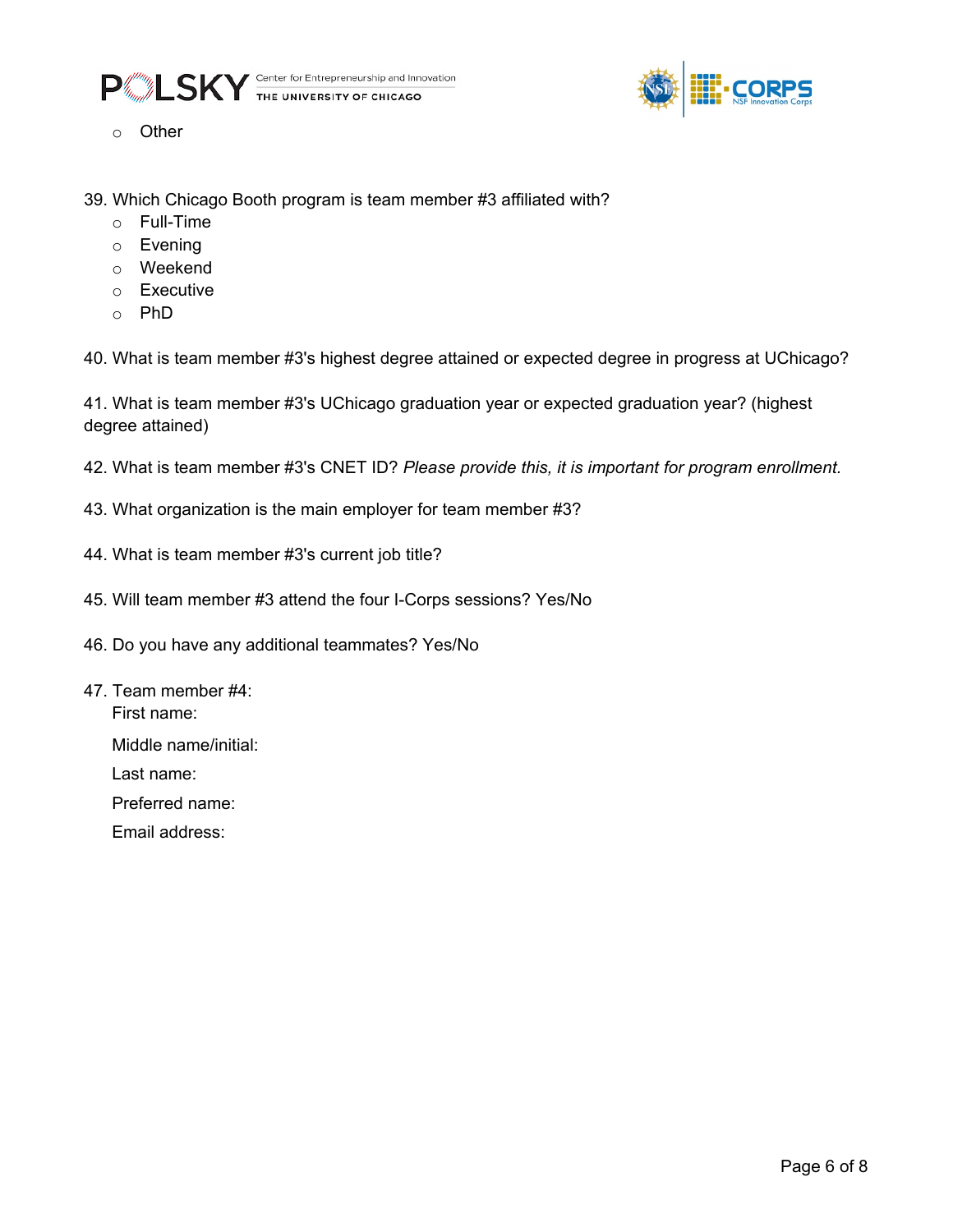- Other

39. Which Chicago Booth program is team member #3 affiliated with?
    - Full-Time
    - Evening
    - Weekend
    - Executive
    - PhD

40. What is team member #3's highest degree attained or expected degree in progress at UChicago?

41. What is team member #3's UChicago graduation year or expected graduation year? (highest degree attained)

42. What is team member #3's CNET ID? *Please provide this, it is important for program enrollment.*

43. What organization is the main employer for team member #3?

44. What is team member #3's current job title?

45. Will team member #3 attend the four I-Corps sessions? Yes/No

46. Do you have any additional teammates? Yes/No

47. Team member #4:
    First name:
    
    Middle name/initial:
    
    Last name:
    
    Preferred name:
    
    Email address: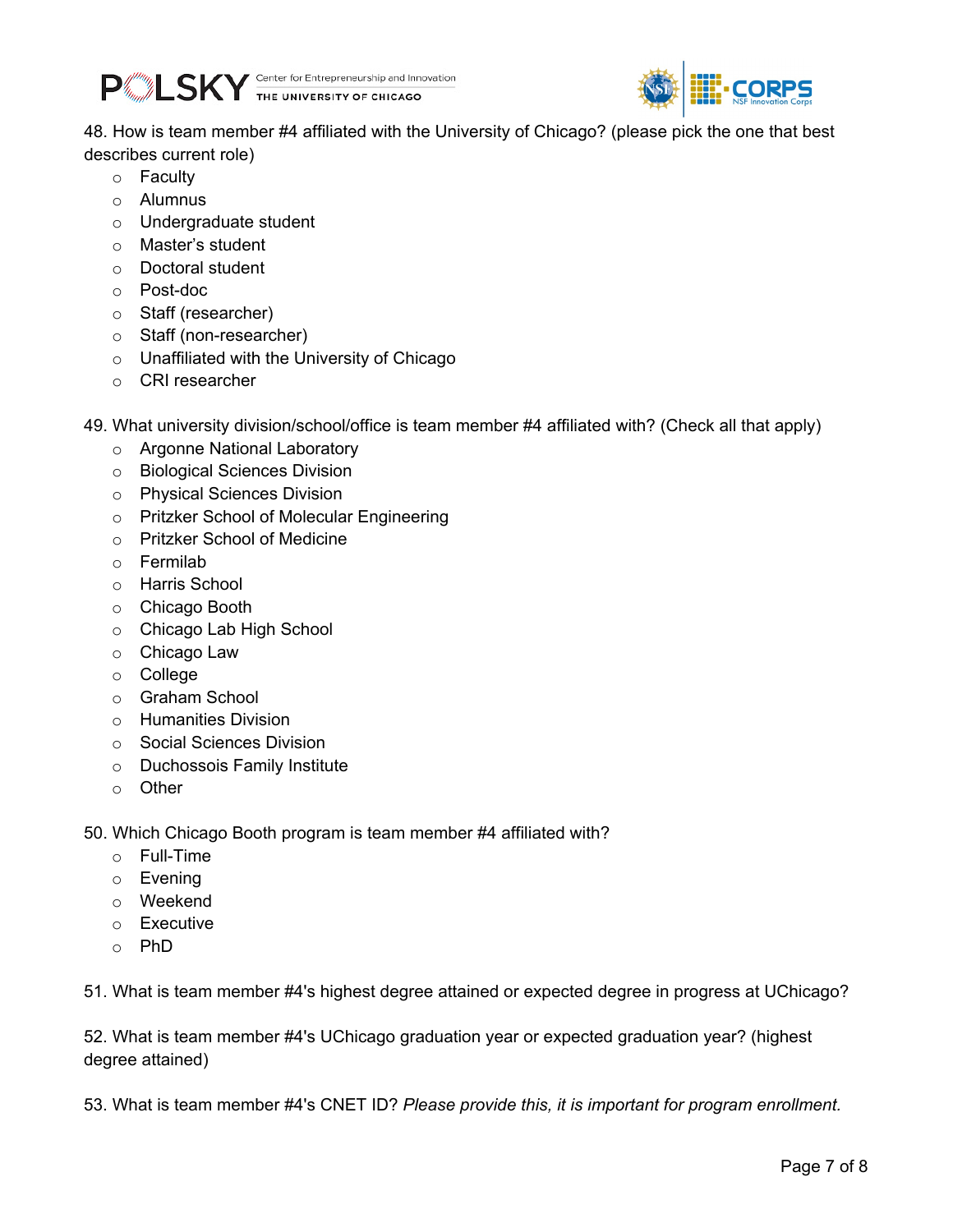48. How is team member #4 affiliated with the University of Chicago? (please pick the one that best describes current role)

- Faculty
- Alumnus
- Undergraduate student
- Master's student
- Doctoral student
- Post-doc
- Staff (researcher)
- Staff (non-researcher)
- Unaffiliated with the University of Chicago
- CRI researcher

49. What university division/school/office is team member #4 affiliated with? (Check all that apply)

- Argonne National Laboratory
- Biological Sciences Division
- Physical Sciences Division
- Pritzker School of Molecular Engineering
- Pritzker School of Medicine
- Fermilab
- Harris School
- Chicago Booth
- Chicago Lab High School
- Chicago Law
- College
- Graham School
- Humanities Division
- Social Sciences Division
- Duchossois Family Institute
- Other

50. Which Chicago Booth program is team member #4 affiliated with?

- Full-Time
- Evening
- Weekend
- Executive
- PhD

51. What is team member #4's highest degree attained or expected degree in progress at UChicago?

52. What is team member #4's UChicago graduation year or expected graduation year? (highest degree attained)

53. What is team member #4's CNET ID? *Please provide this, it is important for program enrollment.*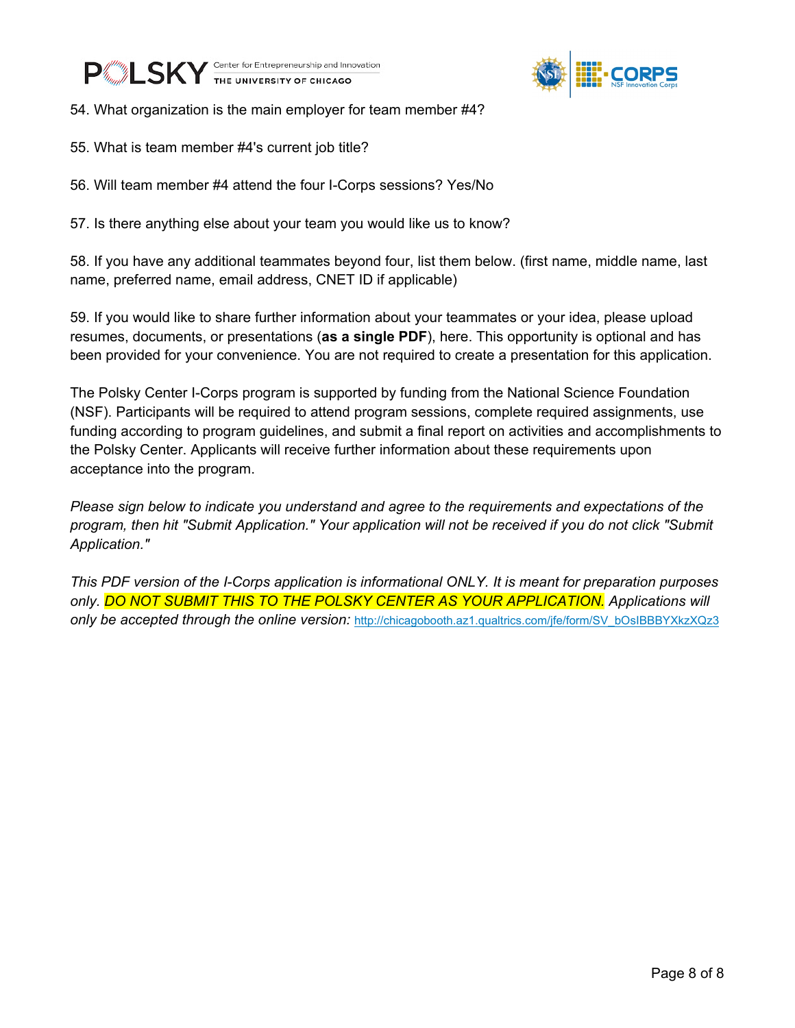54. What organization is the main employer for team member #4?

55. What is team member #4's current job title?

56. Will team member #4 attend the four I-Corps sessions? Yes/No

57. Is there anything else about your team you would like us to know?

58. If you have any additional teammates beyond four, list them below. (first name, middle name, last name, preferred name, email address, CNET ID if applicable)

59. If you would like to share further information about your teammates or your idea, please upload resumes, documents, or presentations (**as a single PDF**), here. This opportunity is optional and has been provided for your convenience. You are not required to create a presentation for this application.

The Polsky Center I-Corps program is supported by funding from the National Science Foundation (NSF). Participants will be required to attend program sessions, complete required assignments, use funding according to program guidelines, and submit a final report on activities and accomplishments to the Polsky Center. Applicants will receive further information about these requirements upon acceptance into the program.

*Please sign below to indicate you understand and agree to the requirements and expectations of the program, then hit "Submit Application." Your application will not be received if you do not click "Submit Application."*

*This PDF version of the I-Corps application is informational ONLY. It is meant for preparation purposes only. DO NOT SUBMIT THIS TO THE POLSKY CENTER AS YOUR APPLICATION. Applications will only be accepted through the online version:* http://chicagobooth.az1.qualtrics.com/jfe/form/SV_bOsIBBBYXkzXQz3